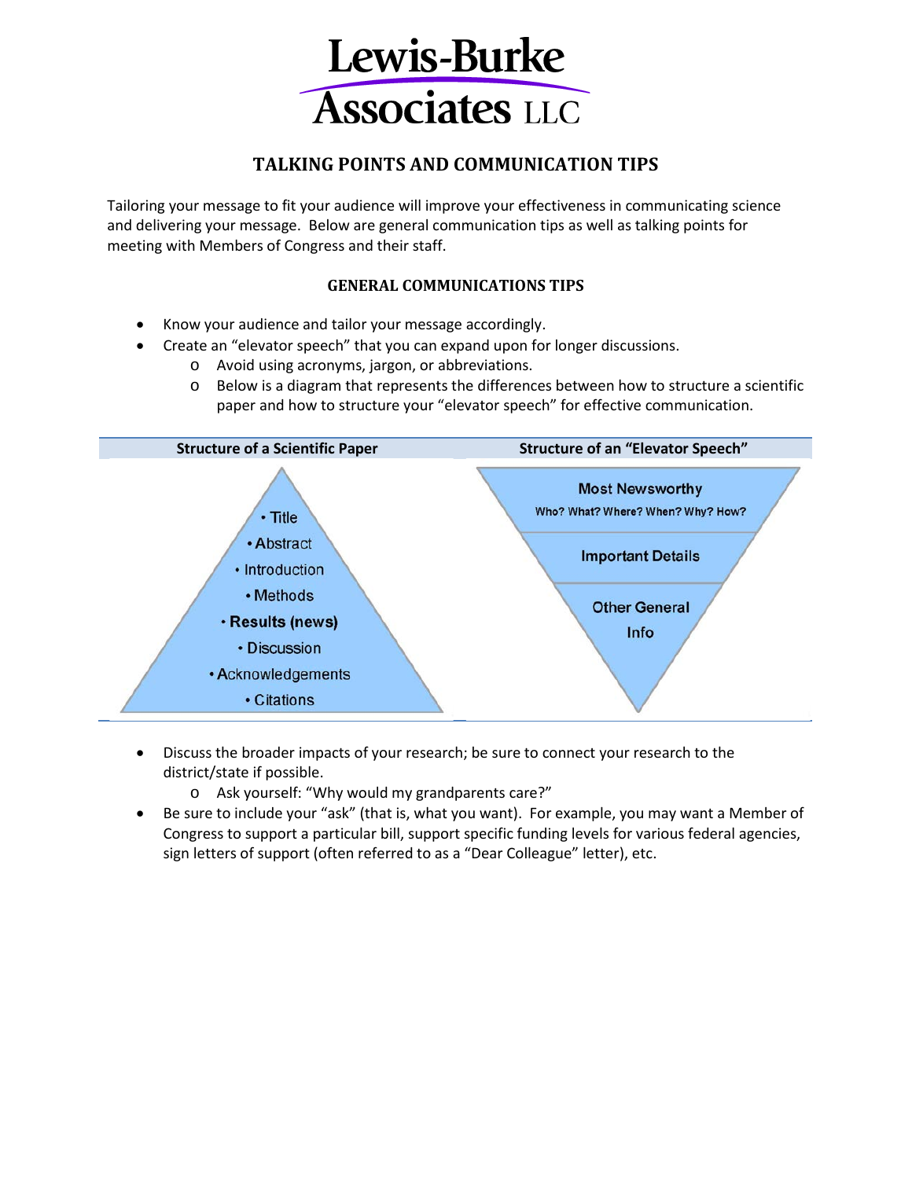# Lewis-Burke Associates LLC

## TALKING POINTS AND COMMUNICATION TIPS

Tailoring your message to fit your audience will improve your effectiveness in communicating science and delivering your message. Below are general communication tips as well as talking points for meeting with Members of Congress and their staff.

### GENERAL COMMUNICATIONS TIPS

- Know your audience and tailor your message accordingly.
- Create an "elevator speech" that you can expand upon for longer discussions.
  - Avoid using acronyms, jargon, or abbreviations.
  - Below is a diagram that represents the differences between how to structure a scientific paper and how to structure your "elevator speech" for effective communication.

| Structure of a Scientific Paper | Structure of an "Elevator Speech" |
|---|---|
| • Title<br>• Abstract<br>• Introduction<br>• Methods<br>• **Results (news)**<br>• Discussion<br>• Acknowledgements<br>• Citations | **Most Newsworthy**<br>Who? What? Where? When? Why? How?<br><br>**Important Details**<br><br>**Other General Info** |

- Discuss the broader impacts of your research; be sure to connect your research to the district/state if possible.
  - Ask yourself: "Why would my grandparents care?"
- Be sure to include your "ask" (that is, what you want). For example, you may want a Member of Congress to support a particular bill, support specific funding levels for various federal agencies, sign letters of support (often referred to as a "Dear Colleague" letter), etc.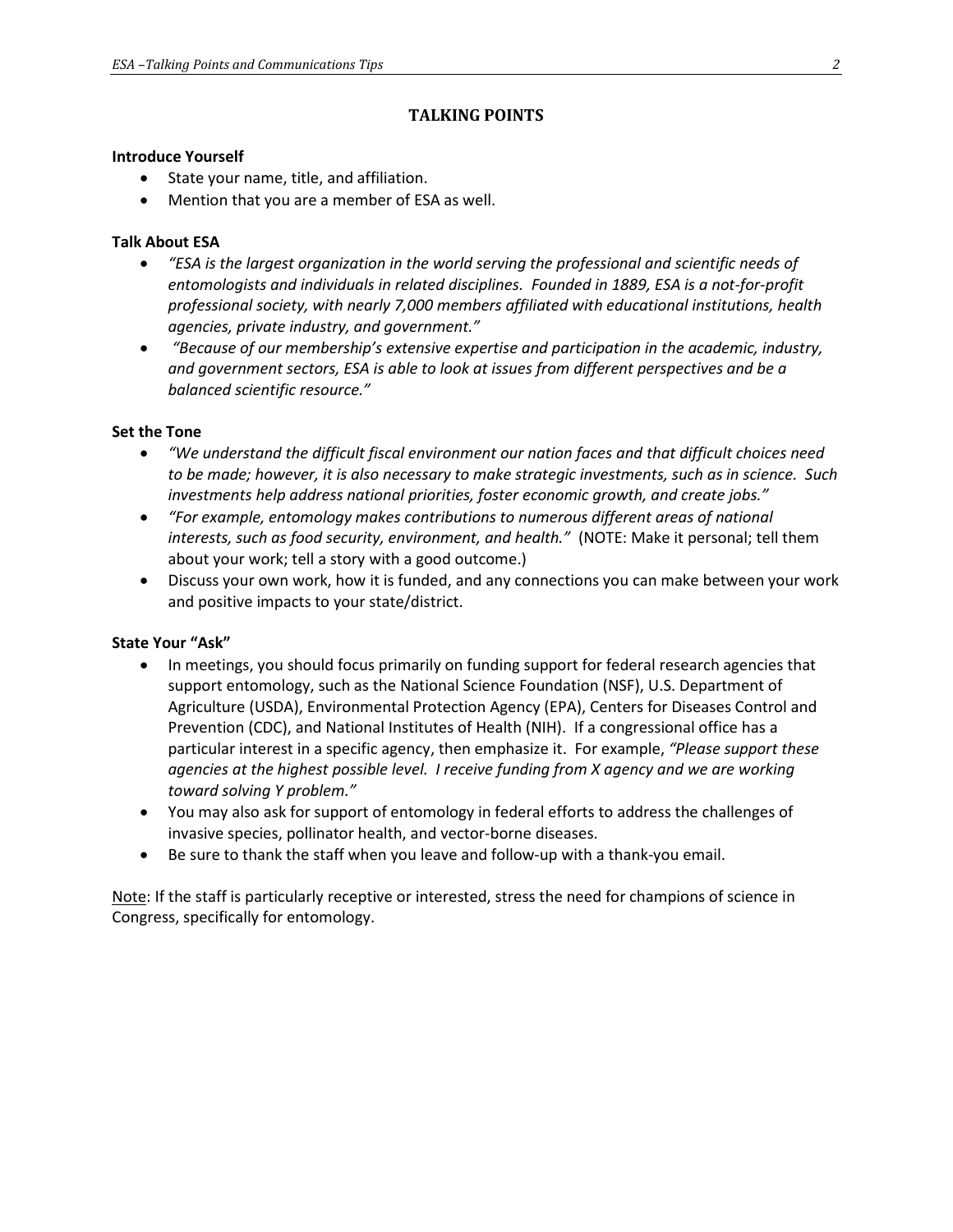## TALKING POINTS

**Introduce Yourself**

- State your name, title, and affiliation.
- Mention that you are a member of ESA as well.

**Talk About ESA**

- *"ESA is the largest organization in the world serving the professional and scientific needs of entomologists and individuals in related disciplines. Founded in 1889, ESA is a not-for-profit professional society, with nearly 7,000 members affiliated with educational institutions, health agencies, private industry, and government."*
- *"Because of our membership's extensive expertise and participation in the academic, industry, and government sectors, ESA is able to look at issues from different perspectives and be a balanced scientific resource."*

**Set the Tone**

- *"We understand the difficult fiscal environment our nation faces and that difficult choices need to be made; however, it is also necessary to make strategic investments, such as in science. Such investments help address national priorities, foster economic growth, and create jobs."*
- *"For example, entomology makes contributions to numerous different areas of national interests, such as food security, environment, and health."* (NOTE: Make it personal; tell them about your work; tell a story with a good outcome.)
- Discuss your own work, how it is funded, and any connections you can make between your work and positive impacts to your state/district.

**State Your "Ask"**

- In meetings, you should focus primarily on funding support for federal research agencies that support entomology, such as the National Science Foundation (NSF), U.S. Department of Agriculture (USDA), Environmental Protection Agency (EPA), Centers for Diseases Control and Prevention (CDC), and National Institutes of Health (NIH). If a congressional office has a particular interest in a specific agency, then emphasize it. For example, *"Please support these agencies at the highest possible level. I receive funding from X agency and we are working toward solving Y problem."*
- You may also ask for support of entomology in federal efforts to address the challenges of invasive species, pollinator health, and vector-borne diseases.
- Be sure to thank the staff when you leave and follow-up with a thank-you email.

<u>Note</u>: If the staff is particularly receptive or interested, stress the need for champions of science in Congress, specifically for entomology.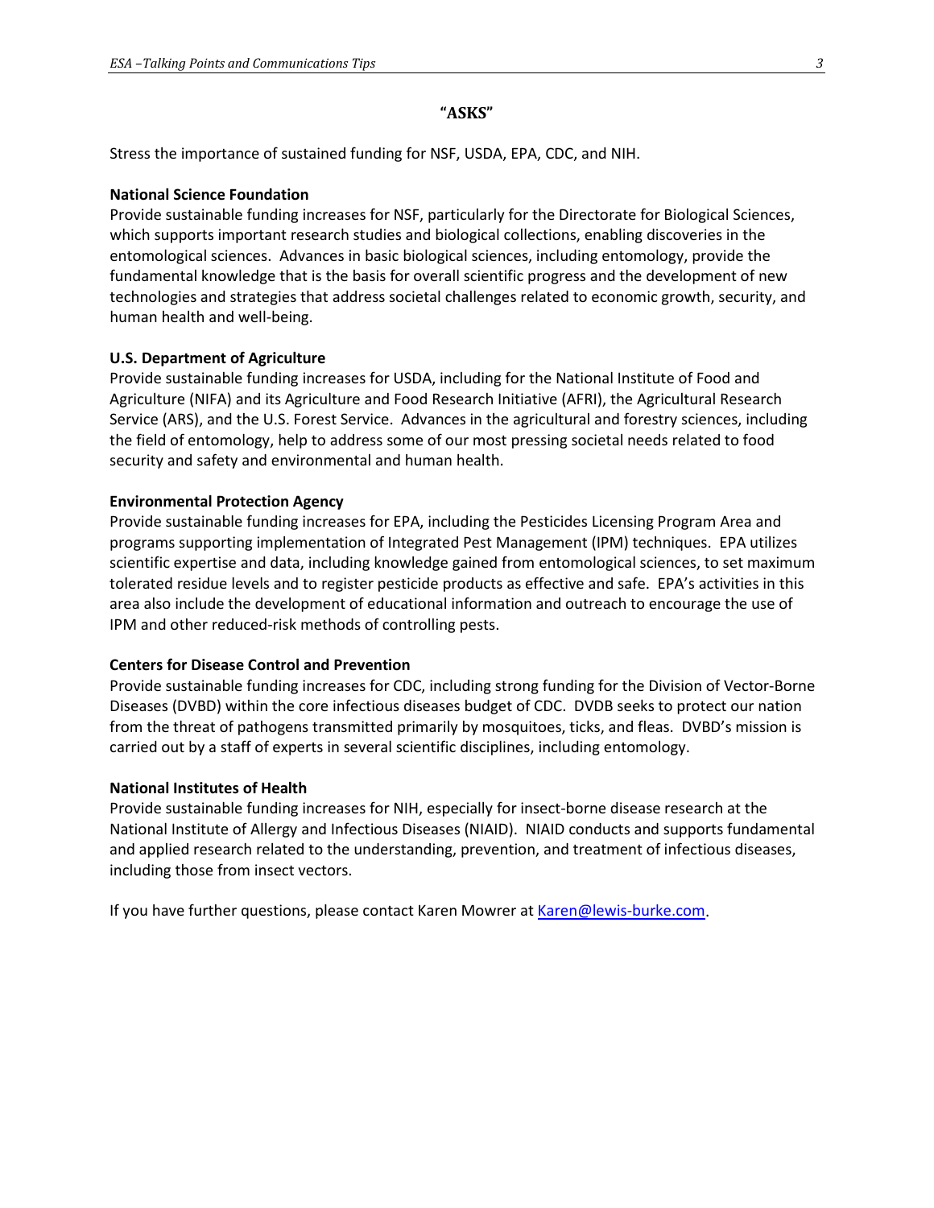## "ASKS"

Stress the importance of sustained funding for NSF, USDA, EPA, CDC, and NIH.

**National Science Foundation**

Provide sustainable funding increases for NSF, particularly for the Directorate for Biological Sciences, which supports important research studies and biological collections, enabling discoveries in the entomological sciences. Advances in basic biological sciences, including entomology, provide the fundamental knowledge that is the basis for overall scientific progress and the development of new technologies and strategies that address societal challenges related to economic growth, security, and human health and well-being.

**U.S. Department of Agriculture**

Provide sustainable funding increases for USDA, including for the National Institute of Food and Agriculture (NIFA) and its Agriculture and Food Research Initiative (AFRI), the Agricultural Research Service (ARS), and the U.S. Forest Service. Advances in the agricultural and forestry sciences, including the field of entomology, help to address some of our most pressing societal needs related to food security and safety and environmental and human health.

**Environmental Protection Agency**

Provide sustainable funding increases for EPA, including the Pesticides Licensing Program Area and programs supporting implementation of Integrated Pest Management (IPM) techniques. EPA utilizes scientific expertise and data, including knowledge gained from entomological sciences, to set maximum tolerated residue levels and to register pesticide products as effective and safe. EPA's activities in this area also include the development of educational information and outreach to encourage the use of IPM and other reduced-risk methods of controlling pests.

**Centers for Disease Control and Prevention**

Provide sustainable funding increases for CDC, including strong funding for the Division of Vector-Borne Diseases (DVBD) within the core infectious diseases budget of CDC. DVDB seeks to protect our nation from the threat of pathogens transmitted primarily by mosquitoes, ticks, and fleas. DVBD's mission is carried out by a staff of experts in several scientific disciplines, including entomology.

**National Institutes of Health**

Provide sustainable funding increases for NIH, especially for insect-borne disease research at the National Institute of Allergy and Infectious Diseases (NIAID). NIAID conducts and supports fundamental and applied research related to the understanding, prevention, and treatment of infectious diseases, including those from insect vectors.

If you have further questions, please contact Karen Mowrer at [Karen@lewis-burke.com](mailto:Karen@lewis-burke.com).